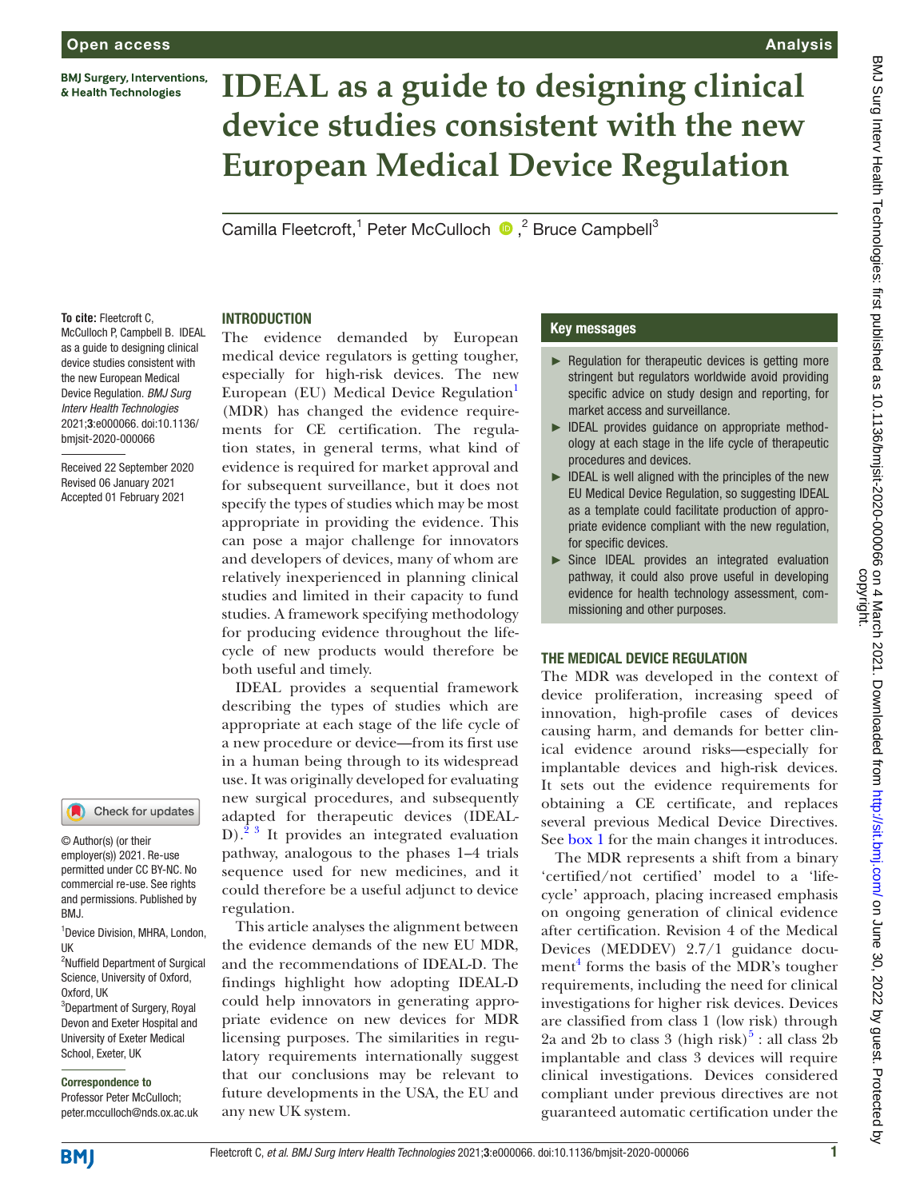# IDEAL as a guide to designing clinical device studies consistent with the new European Medical Device Regulation

Camilla Fleetcroft,[1] Peter McCulloch,[2] Bruce Campbell[3]

**To cite:** Fleetcroft C, McCulloch P, Campbell B. IDEAL as a guide to designing clinical device studies consistent with the new European Medical Device Regulation. *BMJ Surg Interv Health Technologies* 2021;**3**:e000066. doi:10.1136/bmjsit-2020-000066

Received 22 September 2020
Revised 06 January 2021
Accepted 01 February 2021

© Author(s) (or their employer(s)) 2021. Re-use permitted under CC BY-NC. No commercial re-use. See rights and permissions. Published by BMJ.

[1]Device Division, MHRA, London, UK
[2]Nuffield Department of Surgical Science, University of Oxford, Oxford, UK
[3]Department of Surgery, Royal Devon and Exeter Hospital and University of Exeter Medical School, Exeter, UK

**Correspondence to**
Professor Peter McCulloch; peter.mcculloch@nds.ox.ac.uk

## INTRODUCTION

The evidence demanded by European medical device regulators is getting tougher, especially for high-risk devices. The new European (EU) Medical Device Regulation[1] (MDR) has changed the evidence requirements for CE certification. The regulation states, in general terms, what kind of evidence is required for market approval and for subsequent surveillance, but it does not specify the types of studies which may be most appropriate in providing the evidence. This can pose a major challenge for innovators and developers of devices, many of whom are relatively inexperienced in planning clinical studies and limited in their capacity to fund studies. A framework specifying methodology for producing evidence throughout the lifecycle of new products would therefore be both useful and timely.

IDEAL provides a sequential framework describing the types of studies which are appropriate at each stage of the life cycle of a new procedure or device—from its first use in a human being through to its widespread use. It was originally developed for evaluating new surgical procedures, and subsequently adapted for therapeutic devices (IDEAL-D).[2,3] It provides an integrated evaluation pathway, analogous to the phases 1–4 trials sequence used for new medicines, and it could therefore be a useful adjunct to device regulation.

This article analyses the alignment between the evidence demands of the new EU MDR, and the recommendations of IDEAL-D. The findings highlight how adopting IDEAL-D could help innovators in generating appropriate evidence on new devices for MDR licensing purposes. The similarities in regulatory requirements internationally suggest that our conclusions may be relevant to future developments in the USA, the EU and any new UK system.

## Key messages

- Regulation for therapeutic devices is getting more stringent but regulators worldwide avoid providing specific advice on study design and reporting, for market access and surveillance.
- IDEAL provides guidance on appropriate methodology at each stage in the life cycle of therapeutic procedures and devices.
- IDEAL is well aligned with the principles of the new EU Medical Device Regulation, so suggesting IDEAL as a template could facilitate production of appropriate evidence compliant with the new regulation, for specific devices.
- Since IDEAL provides an integrated evaluation pathway, it could also prove useful in developing evidence for health technology assessment, commissioning and other purposes.

## THE MEDICAL DEVICE REGULATION

The MDR was developed in the context of device proliferation, increasing speed of innovation, high-profile cases of devices causing harm, and demands for better clinical evidence around risks—especially for implantable devices and high-risk devices. It sets out the evidence requirements for obtaining a CE certificate, and replaces several previous Medical Device Directives. See box 1 for the main changes it introduces.

The MDR represents a shift from a binary 'certified/not certified' model to a 'lifecycle' approach, placing increased emphasis on ongoing generation of clinical evidence after certification. Revision 4 of the Medical Devices (MEDDEV) 2.7/1 guidance document[4] forms the basis of the MDR's tougher requirements, including the need for clinical investigations for higher risk devices. Devices are classified from class 1 (low risk) through 2a and 2b to class 3 (high risk)[5] : all class 2b implantable and class 3 devices will require clinical investigations. Devices considered compliant under previous directives are not guaranteed automatic certification under the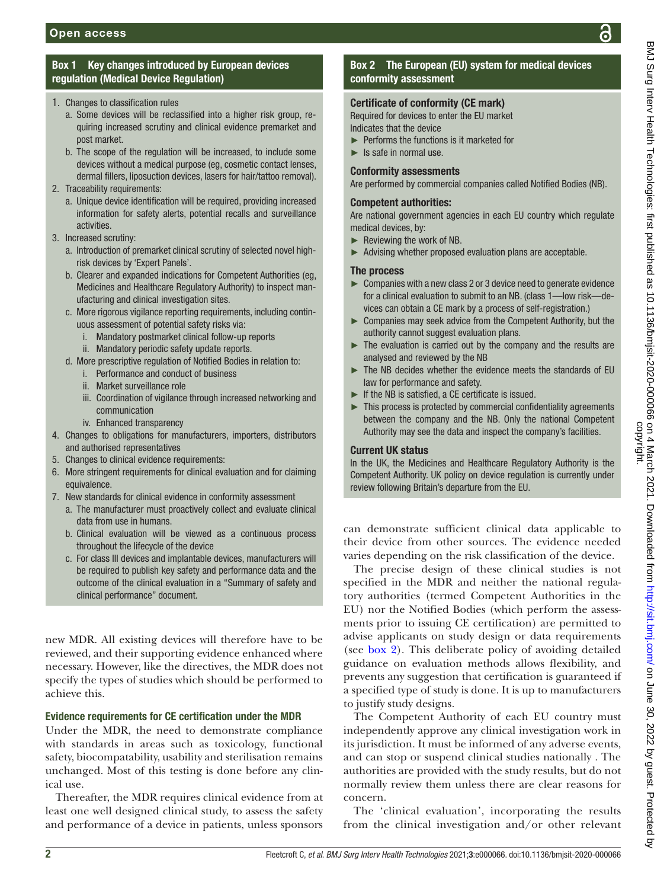## Box 1 Key changes introduced by European devices regulation (Medical Device Regulation)

1. Changes to classification rules
   a. Some devices will be reclassified into a higher risk group, requiring increased scrutiny and clinical evidence premarket and post market.
   b. The scope of the regulation will be increased, to include some devices without a medical purpose (eg, cosmetic contact lenses, dermal fillers, liposuction devices, lasers for hair/tattoo removal).
2. Traceability requirements:
   a. Unique device identification will be required, providing increased information for safety alerts, potential recalls and surveillance activities.
3. Increased scrutiny:
   a. Introduction of premarket clinical scrutiny of selected novel high-risk devices by 'Expert Panels'.
   b. Clearer and expanded indications for Competent Authorities (eg, Medicines and Healthcare Regulatory Authority) to inspect manufacturing and clinical investigation sites.
   c. More rigorous vigilance reporting requirements, including continuous assessment of potential safety risks via:
      i. Mandatory postmarket clinical follow-up reports
      ii. Mandatory periodic safety update reports.
   d. More prescriptive regulation of Notified Bodies in relation to:
      i. Performance and conduct of business
      ii. Market surveillance role
      iii. Coordination of vigilance through increased networking and communication
      iv. Enhanced transparency
4. Changes to obligations for manufacturers, importers, distributors and authorised representatives
5. Changes to clinical evidence requirements:
6. More stringent requirements for clinical evaluation and for claiming equivalence.
7. New standards for clinical evidence in conformity assessment
   a. The manufacturer must proactively collect and evaluate clinical data from use in humans.
   b. Clinical evaluation will be viewed as a continuous process throughout the lifecycle of the device
   c. For class III devices and implantable devices, manufacturers will be required to publish key safety and performance data and the outcome of the clinical evaluation in a "Summary of safety and clinical performance" document.

## Box 2 The European (EU) system for medical devices conformity assessment

### Certificate of conformity (CE mark)

Required for devices to enter the EU market

Indicates that the device

- Performs the functions is it marketed for
- Is safe in normal use.

### Conformity assessments

Are performed by commercial companies called Notified Bodies (NB).

### Competent authorities:

Are national government agencies in each EU country which regulate medical devices, by:

- Reviewing the work of NB.
- Advising whether proposed evaluation plans are acceptable.

### The process

- Companies with a new class 2 or 3 device need to generate evidence for a clinical evaluation to submit to an NB. (class 1—low risk—devices can obtain a CE mark by a process of self-registration.)
- Companies may seek advice from the Competent Authority, but the authority cannot suggest evaluation plans.
- The evaluation is carried out by the company and the results are analysed and reviewed by the NB
- The NB decides whether the evidence meets the standards of EU law for performance and safety.
- If the NB is satisfied, a CE certificate is issued.
- This process is protected by commercial confidentiality agreements between the company and the NB. Only the national Competent Authority may see the data and inspect the company's facilities.

### Current UK status

In the UK, the Medicines and Healthcare Regulatory Authority is the Competent Authority. UK policy on device regulation is currently under review following Britain's departure from the EU.

new MDR. All existing devices will therefore have to be reviewed, and their supporting evidence enhanced where necessary. However, like the directives, the MDR does not specify the types of studies which should be performed to achieve this.

### Evidence requirements for CE certification under the MDR

Under the MDR, the need to demonstrate compliance with standards in areas such as toxicology, functional safety, biocompatability, usability and sterilisation remains unchanged. Most of this testing is done before any clinical use.

Thereafter, the MDR requires clinical evidence from at least one well designed clinical study, to assess the safety and performance of a device in patients, unless sponsors can demonstrate sufficient clinical data applicable to their device from other sources. The evidence needed varies depending on the risk classification of the device.

The precise design of these clinical studies is not specified in the MDR and neither the national regulatory authorities (termed Competent Authorities in the EU) nor the Notified Bodies (which perform the assessments prior to issuing CE certification) are permitted to advise applicants on study design or data requirements (see box 2). This deliberate policy of avoiding detailed guidance on evaluation methods allows flexibility, and prevents any suggestion that certification is guaranteed if a specified type of study is done. It is up to manufacturers to justify study designs.

The Competent Authority of each EU country must independently approve any clinical investigation work in its jurisdiction. It must be informed of any adverse events, and can stop or suspend clinical studies nationally . The authorities are provided with the study results, but do not normally review them unless there are clear reasons for concern.

The 'clinical evaluation', incorporating the results from the clinical investigation and/or other relevant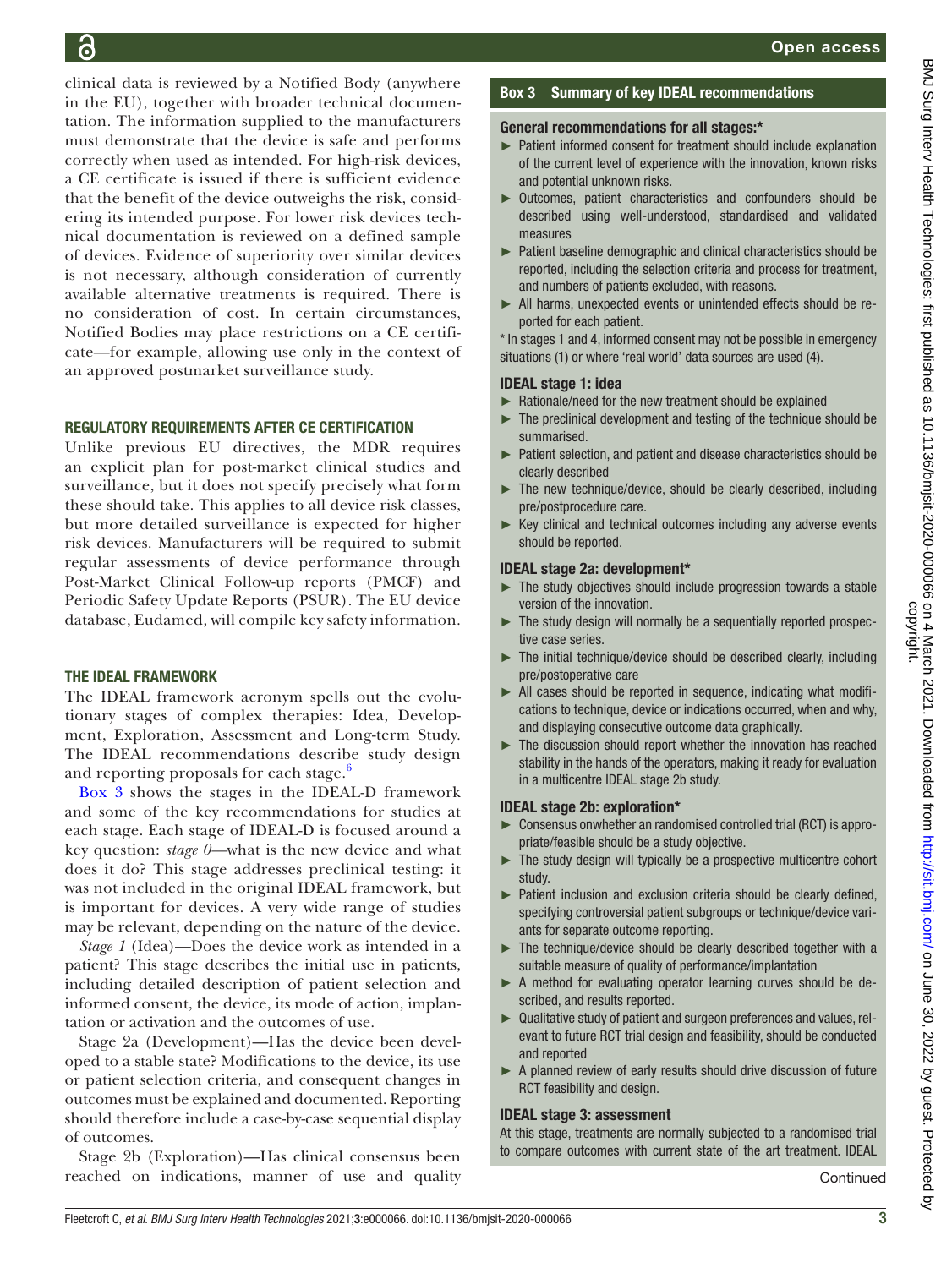clinical data is reviewed by a Notified Body (anywhere in the EU), together with broader technical documentation. The information supplied to the manufacturers must demonstrate that the device is safe and performs correctly when used as intended. For high-risk devices, a CE certificate is issued if there is sufficient evidence that the benefit of the device outweighs the risk, considering its intended purpose. For lower risk devices technical documentation is reviewed on a defined sample of devices. Evidence of superiority over similar devices is not necessary, although consideration of currently available alternative treatments is required. There is no consideration of cost. In certain circumstances, Notified Bodies may place restrictions on a CE certificate—for example, allowing use only in the context of an approved postmarket surveillance study.

## REGULATORY REQUIREMENTS AFTER CE CERTIFICATION

Unlike previous EU directives, the MDR requires an explicit plan for post-market clinical studies and surveillance, but it does not specify precisely what form these should take. This applies to all device risk classes, but more detailed surveillance is expected for higher risk devices. Manufacturers will be required to submit regular assessments of device performance through Post-Market Clinical Follow-up reports (PMCF) and Periodic Safety Update Reports (PSUR). The EU device database, Eudamed, will compile key safety information.

## THE IDEAL FRAMEWORK

The IDEAL framework acronym spells out the evolutionary stages of complex therapies: Idea, Development, Exploration, Assessment and Long-term Study. The IDEAL recommendations describe study design and reporting proposals for each stage.[6]

Box 3 shows the stages in the IDEAL-D framework and some of the key recommendations for studies at each stage. Each stage of IDEAL-D is focused around a key question: *stage 0*—what is the new device and what does it do? This stage addresses preclinical testing: it was not included in the original IDEAL framework, but is important for devices. A very wide range of studies may be relevant, depending on the nature of the device.

*Stage 1* (Idea)—Does the device work as intended in a patient? This stage describes the initial use in patients, including detailed description of patient selection and informed consent, the device, its mode of action, implantation or activation and the outcomes of use.

Stage 2a (Development)—Has the device been developed to a stable state? Modifications to the device, its use or patient selection criteria, and consequent changes in outcomes must be explained and documented. Reporting should therefore include a case-by-case sequential display of outcomes.

Stage 2b (Exploration)—Has clinical consensus been reached on indications, manner of use and quality

**Box 3 Summary of key IDEAL recommendations**

**General recommendations for all stages:\***

- Patient informed consent for treatment should include explanation of the current level of experience with the innovation, known risks and potential unknown risks.
- Outcomes, patient characteristics and confounders should be described using well-understood, standardised and validated measures
- Patient baseline demographic and clinical characteristics should be reported, including the selection criteria and process for treatment, and numbers of patients excluded, with reasons.
- All harms, unexpected events or unintended effects should be reported for each patient.

\* In stages 1 and 4, informed consent may not be possible in emergency situations (1) or where 'real world' data sources are used (4).

**IDEAL stage 1: idea**

- Rationale/need for the new treatment should be explained
- The preclinical development and testing of the technique should be summarised.
- Patient selection, and patient and disease characteristics should be clearly described
- The new technique/device, should be clearly described, including pre/postprocedure care.
- Key clinical and technical outcomes including any adverse events should be reported.

**IDEAL stage 2a: development\***

- The study objectives should include progression towards a stable version of the innovation.
- The study design will normally be a sequentially reported prospective case series.
- The initial technique/device should be described clearly, including pre/postoperative care
- All cases should be reported in sequence, indicating what modifications to technique, device or indications occurred, when and why, and displaying consecutive outcome data graphically.
- The discussion should report whether the innovation has reached stability in the hands of the operators, making it ready for evaluation in a multicentre IDEAL stage 2b study.

**IDEAL stage 2b: exploration\***

- Consensus onwhether an randomised controlled trial (RCT) is appropriate/feasible should be a study objective.
- The study design will typically be a prospective multicentre cohort study.
- Patient inclusion and exclusion criteria should be clearly defined, specifying controversial patient subgroups or technique/device variants for separate outcome reporting.
- The technique/device should be clearly described together with a suitable measure of quality of performance/implantation
- A method for evaluating operator learning curves should be described, and results reported.
- Qualitative study of patient and surgeon preferences and values, relevant to future RCT trial design and feasibility, should be conducted and reported
- A planned review of early results should drive discussion of future RCT feasibility and design.

**IDEAL stage 3: assessment**

At this stage, treatments are normally subjected to a randomised trial to compare outcomes with current state of the art treatment. IDEAL

Continued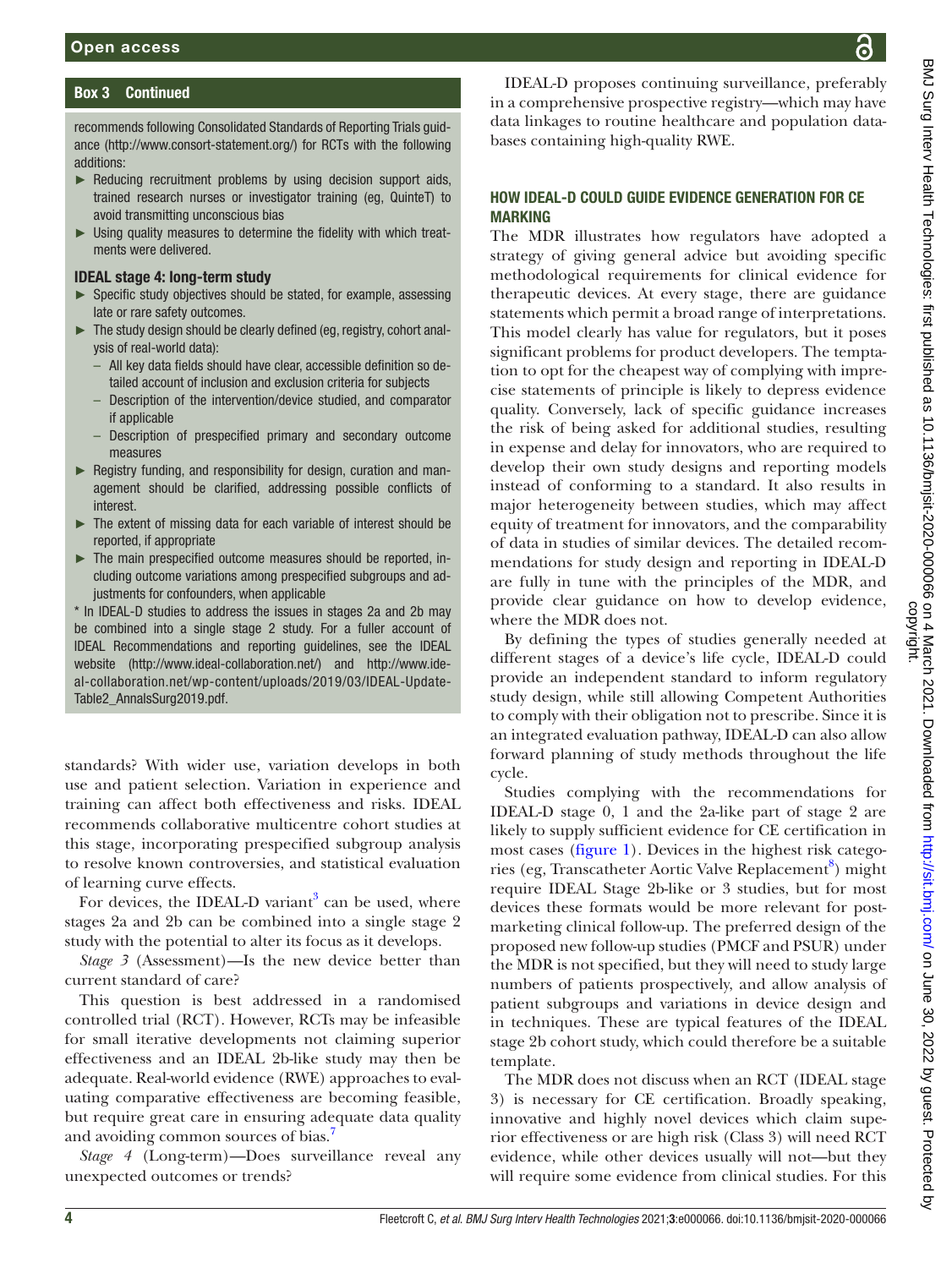### Box 3 Continued

recommends following Consolidated Standards of Reporting Trials guidance (http://www.consort-statement.org/) for RCTs with the following additions:

- Reducing recruitment problems by using decision support aids, trained research nurses or investigator training (eg, QuinteT) to avoid transmitting unconscious bias
- Using quality measures to determine the fidelity with which treatments were delivered.

**IDEAL stage 4: long-term study**

- Specific study objectives should be stated, for example, assessing late or rare safety outcomes.
- The study design should be clearly defined (eg, registry, cohort analysis of real-world data):
  - All key data fields should have clear, accessible definition so detailed account of inclusion and exclusion criteria for subjects
  - Description of the intervention/device studied, and comparator if applicable
  - Description of prespecified primary and secondary outcome measures
- Registry funding, and responsibility for design, curation and management should be clarified, addressing possible conflicts of interest.
- The extent of missing data for each variable of interest should be reported, if appropriate
- The main prespecified outcome measures should be reported, including outcome variations among prespecified subgroups and adjustments for confounders, when applicable

\* In IDEAL-D studies to address the issues in stages 2a and 2b may be combined into a single stage 2 study. For a fuller account of IDEAL Recommendations and reporting guidelines, see the IDEAL website (http://www.ideal-collaboration.net/) and http://www.ideal-collaboration.net/wp-content/uploads/2019/03/IDEAL-Update-Table2_AnnalsSurg2019.pdf.

standards? With wider use, variation develops in both use and patient selection. Variation in experience and training can affect both effectiveness and risks. IDEAL recommends collaborative multicentre cohort studies at this stage, incorporating prespecified subgroup analysis to resolve known controversies, and statistical evaluation of learning curve effects.

For devices, the IDEAL-D variant[3] can be used, where stages 2a and 2b can be combined into a single stage 2 study with the potential to alter its focus as it develops.

*Stage 3* (Assessment)—Is the new device better than current standard of care?

This question is best addressed in a randomised controlled trial (RCT). However, RCTs may be infeasible for small iterative developments not claiming superior effectiveness and an IDEAL 2b-like study may then be adequate. Real-world evidence (RWE) approaches to evaluating comparative effectiveness are becoming feasible, but require great care in ensuring adequate data quality and avoiding common sources of bias.[7]

*Stage 4* (Long-term)—Does surveillance reveal any unexpected outcomes or trends?

IDEAL-D proposes continuing surveillance, preferably in a comprehensive prospective registry—which may have data linkages to routine healthcare and population databases containing high-quality RWE.

## HOW IDEAL-D COULD GUIDE EVIDENCE GENERATION FOR CE MARKING

The MDR illustrates how regulators have adopted a strategy of giving general advice but avoiding specific methodological requirements for clinical evidence for therapeutic devices. At every stage, there are guidance statements which permit a broad range of interpretations. This model clearly has value for regulators, but it poses significant problems for product developers. The temptation to opt for the cheapest way of complying with imprecise statements of principle is likely to depress evidence quality. Conversely, lack of specific guidance increases the risk of being asked for additional studies, resulting in expense and delay for innovators, who are required to develop their own study designs and reporting models instead of conforming to a standard. It also results in major heterogeneity between studies, which may affect equity of treatment for innovators, and the comparability of data in studies of similar devices. The detailed recommendations for study design and reporting in IDEAL-D are fully in tune with the principles of the MDR, and provide clear guidance on how to develop evidence, where the MDR does not.

By defining the types of studies generally needed at different stages of a device's life cycle, IDEAL-D could provide an independent standard to inform regulatory study design, while still allowing Competent Authorities to comply with their obligation not to prescribe. Since it is an integrated evaluation pathway, IDEAL-D can also allow forward planning of study methods throughout the life cycle.

Studies complying with the recommendations for IDEAL-D stage 0, 1 and the 2a-like part of stage 2 are likely to supply sufficient evidence for CE certification in most cases (figure 1). Devices in the highest risk categories (eg, Transcatheter Aortic Valve Replacement[8]) might require IDEAL Stage 2b-like or 3 studies, but for most devices these formats would be more relevant for post-marketing clinical follow-up. The preferred design of the proposed new follow-up studies (PMCF and PSUR) under the MDR is not specified, but they will need to study large numbers of patients prospectively, and allow analysis of patient subgroups and variations in device design and in techniques. These are typical features of the IDEAL stage 2b cohort study, which could therefore be a suitable template.

The MDR does not discuss when an RCT (IDEAL stage 3) is necessary for CE certification. Broadly speaking, innovative and highly novel devices which claim superior effectiveness or are high risk (Class 3) will need RCT evidence, while other devices usually will not—but they will require some evidence from clinical studies. For this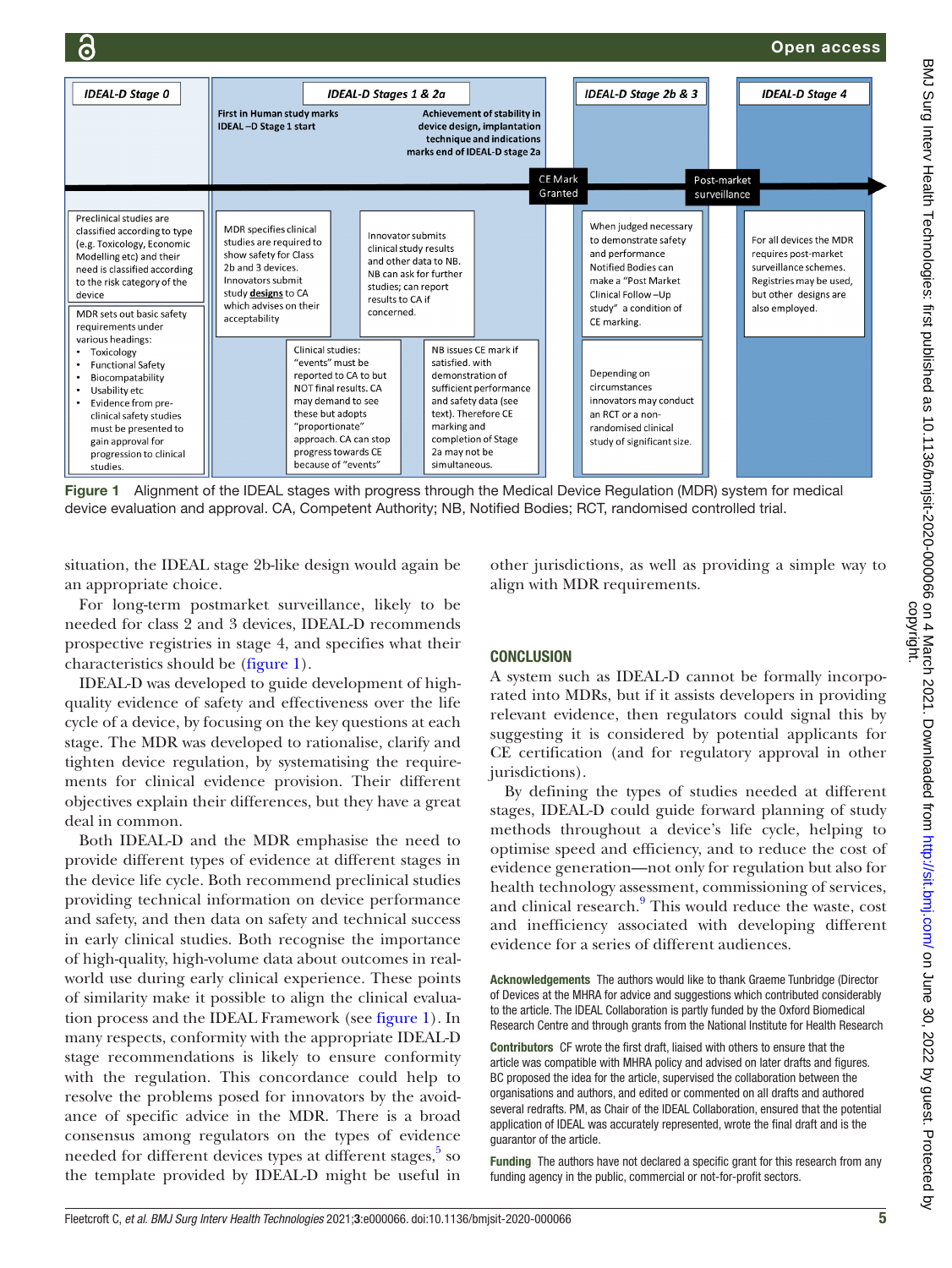IDEAL-D Stage 0

IDEAL-D Stages 1 & 2a

First in Human study marks IDEAL –D Stage 1 start

Achievement of stability in device design, implantation technique and indications marks end of IDEAL-D stage 2a

IDEAL-D Stage 2b & 3

IDEAL-D Stage 4

CE Mark Granted

Post-market surveillance

Preclinical studies are classified according to type (e.g. Toxicology, Economic Modelling etc) and their need is classified according to the risk category of the device

MDR sets out basic safety requirements under various headings:

- Toxicology
- Functional Safety
- Biocompatability
- Usability etc
- Evidence from pre-clinical safety studies must be presented to gain approval for progression to clinical studies.

MDR specifies clinical studies are required to show safety for Class 2b and 3 devices. Innovators submit study **designs** to CA which advises on their acceptability

Innovator submits clinical study results and other data to NB. NB can ask for further studies; can report results to CA if concerned.

Clinical studies: "events" must be reported to CA to but NOT final results. CA may demand to see these but adopts "proportionate" approach. CA can stop progress towards CE because of "events"

NB issues CE mark if satisfied. with demonstration of sufficient performance and safety data (see text). Therefore CE marking and completion of Stage 2a may not be simultaneous.

When judged necessary to demonstrate safety and performance Notified Bodies can make a "Post Market Clinical Follow –Up study" a condition of CE marking.

Depending on circumstances innovators may conduct an RCT or a non-randomised clinical study of significant size.

For all devices the MDR requires post-market surveillance schemes. Registries may be used, but other designs are also employed.

**Figure 1** Alignment of the IDEAL stages with progress through the Medical Device Regulation (MDR) system for medical device evaluation and approval. CA, Competent Authority; NB, Notified Bodies; RCT, randomised controlled trial.

situation, the IDEAL stage 2b-like design would again be an appropriate choice.

For long-term postmarket surveillance, likely to be needed for class 2 and 3 devices, IDEAL-D recommends prospective registries in stage 4, and specifies what their characteristics should be (figure 1).

IDEAL-D was developed to guide development of high-quality evidence of safety and effectiveness over the life cycle of a device, by focusing on the key questions at each stage. The MDR was developed to rationalise, clarify and tighten device regulation, by systematising the requirements for clinical evidence provision. Their different objectives explain their differences, but they have a great deal in common.

Both IDEAL-D and the MDR emphasise the need to provide different types of evidence at different stages in the device life cycle. Both recommend preclinical studies providing technical information on device performance and safety, and then data on safety and technical success in early clinical studies. Both recognise the importance of high-quality, high-volume data about outcomes in real-world use during early clinical experience. These points of similarity make it possible to align the clinical evaluation process and the IDEAL Framework (see figure 1). In many respects, conformity with the appropriate IDEAL-D stage recommendations is likely to ensure conformity with the regulation. This concordance could help to resolve the problems posed for innovators by the avoidance of specific advice in the MDR. There is a broad consensus among regulators on the types of evidence needed for different devices types at different stages,[5] so the template provided by IDEAL-D might be useful in other jurisdictions, as well as providing a simple way to align with MDR requirements.

## CONCLUSION

A system such as IDEAL-D cannot be formally incorporated into MDRs, but if it assists developers in providing relevant evidence, then regulators could signal this by suggesting it is considered by potential applicants for CE certification (and for regulatory approval in other jurisdictions).

By defining the types of studies needed at different stages, IDEAL-D could guide forward planning of study methods throughout a device's life cycle, helping to optimise speed and efficiency, and to reduce the cost of evidence generation—not only for regulation but also for health technology assessment, commissioning of services, and clinical research.[9] This would reduce the waste, cost and inefficiency associated with developing different evidence for a series of different audiences.

**Acknowledgements** The authors would like to thank Graeme Tunbridge (Director of Devices at the MHRA for advice and suggestions which contributed considerably to the article. The IDEAL Collaboration is partly funded by the Oxford Biomedical Research Centre and through grants from the National Institute for Health Research

**Contributors** CF wrote the first draft, liaised with others to ensure that the article was compatible with MHRA policy and advised on later drafts and figures. BC proposed the idea for the article, supervised the collaboration between the organisations and authors, and edited or commented on all drafts and authored several redrafts. PM, as Chair of the IDEAL Collaboration, ensured that the potential application of IDEAL was accurately represented, wrote the final draft and is the guarantor of the article.

**Funding** The authors have not declared a specific grant for this research from any funding agency in the public, commercial or not-for-profit sectors.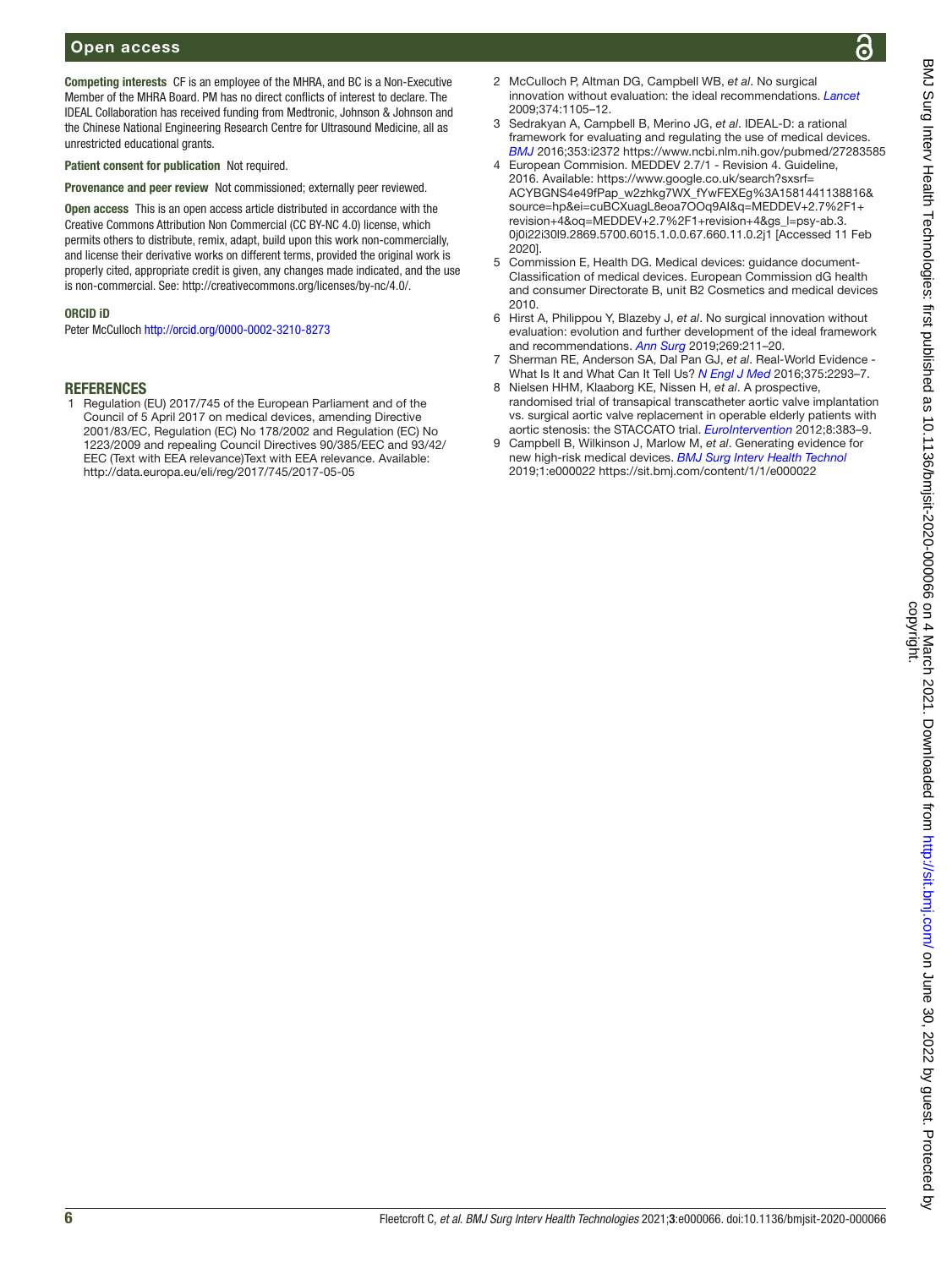**Competing interests** CF is an employee of the MHRA, and BC is a Non-Executive Member of the MHRA Board. PM has no direct conflicts of interest to declare. The IDEAL Collaboration has received funding from Medtronic, Johnson & Johnson and the Chinese National Engineering Research Centre for Ultrasound Medicine, all as unrestricted educational grants.

**Patient consent for publication** Not required.

**Provenance and peer review** Not commissioned; externally peer reviewed.

**Open access** This is an open access article distributed in accordance with the Creative Commons Attribution Non Commercial (CC BY-NC 4.0) license, which permits others to distribute, remix, adapt, build upon this work non-commercially, and license their derivative works on different terms, provided the original work is properly cited, appropriate credit is given, any changes made indicated, and the use is non-commercial. See: http://creativecommons.org/licenses/by-nc/4.0/.

**ORCID iD**

Peter McCulloch http://orcid.org/0000-0002-3210-8273

## REFERENCES

1. Regulation (EU) 2017/745 of the European Parliament and of the Council of 5 April 2017 on medical devices, amending Directive 2001/83/EC, Regulation (EC) No 178/2002 and Regulation (EC) No 1223/2009 and repealing Council Directives 90/385/EEC and 93/42/EEC (Text with EEA relevance)Text with EEA relevance. Available: http://data.europa.eu/eli/reg/2017/745/2017-05-05
2. McCulloch P, Altman DG, Campbell WB, *et al*. No surgical innovation without evaluation: the ideal recommendations. *Lancet* 2009;374:1105–12.
3. Sedrakyan A, Campbell B, Merino JG, *et al*. IDEAL-D: a rational framework for evaluating and regulating the use of medical devices. *BMJ* 2016;353:i2372 https://www.ncbi.nlm.nih.gov/pubmed/27283585
4. European Commision. MEDDEV 2.7/1 - Revision 4. Guideline, 2016. Available: https://www.google.co.uk/search?sxsrf=ACYBGNS4e49fPap_w2zhkg7WX_fYwFEXEg%3A1581441138816&source=hp&ei=cuBCXuagL8eoa7OOq9AI&q=MEDDEV+2.7%2F1+revision+4&oq=MEDDEV+2.7%2F1+revision+4&gs_l=psy-ab.3.0j0i22i30l9.2869.5700.6015.1.0.0.67.660.11.0.2j1 [Accessed 11 Feb 2020].
5. Commission E, Health DG. Medical devices: guidance document-Classification of medical devices. European Commission dG health and consumer Directorate B, unit B2 Cosmetics and medical devices 2010.
6. Hirst A, Philippou Y, Blazeby J, *et al*. No surgical innovation without evaluation: evolution and further development of the ideal framework and recommendations. *Ann Surg* 2019;269:211–20.
7. Sherman RE, Anderson SA, Dal Pan GJ, *et al*. Real-World Evidence - What Is It and What Can It Tell Us? *N Engl J Med* 2016;375:2293–7.
8. Nielsen HHM, Klaaborg KE, Nissen H, *et al*. A prospective, randomised trial of transapical transcatheter aortic valve implantation vs. surgical aortic valve replacement in operable elderly patients with aortic stenosis: the STACCATO trial. *EuroIntervention* 2012;8:383–9.
9. Campbell B, Wilkinson J, Marlow M, *et al*. Generating evidence for new high-risk medical devices. *BMJ Surg Interv Health Technol* 2019;1:e000022 https://sit.bmj.com/content/1/1/e000022